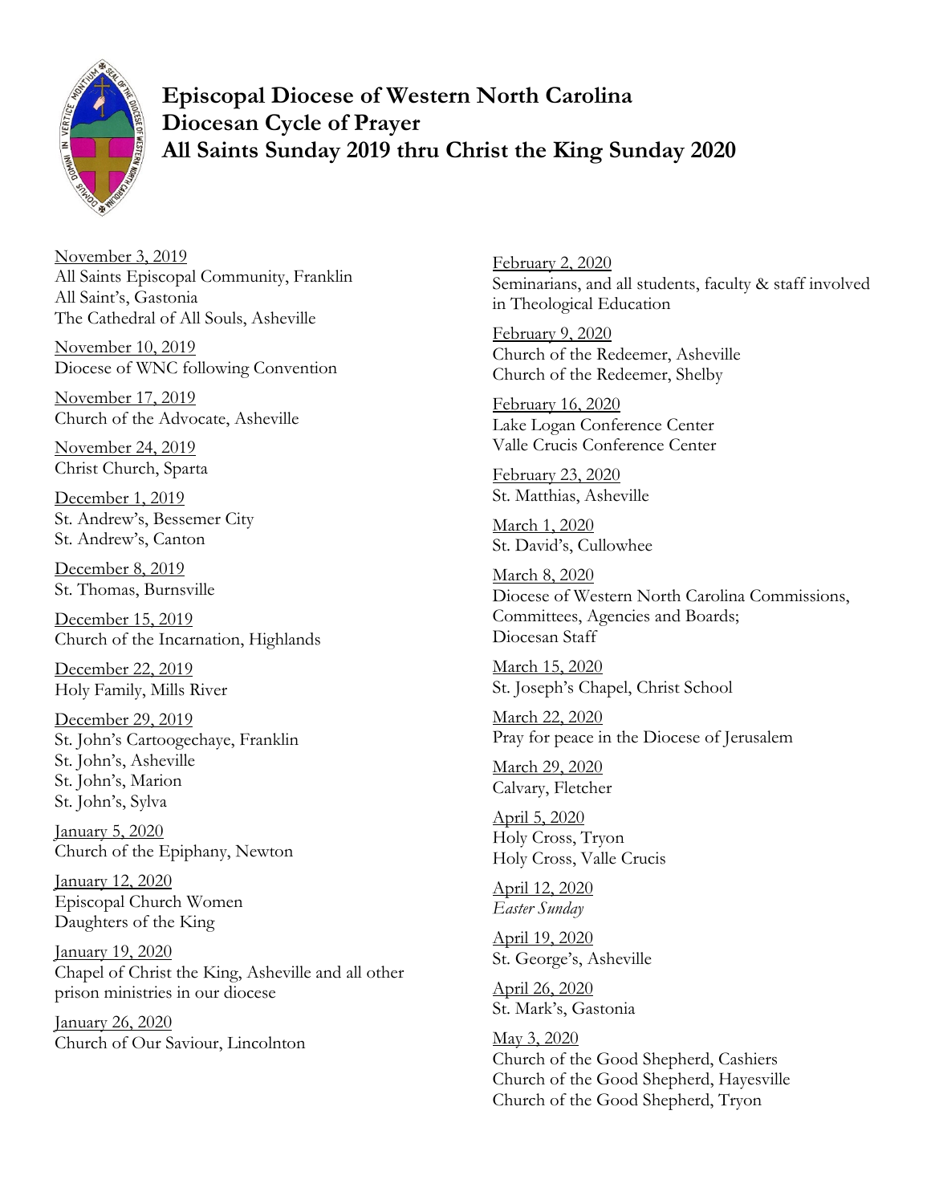# Episcopal Diocese of Western North Carolina
# Diocesan Cycle of Prayer
# All Saints Sunday 2019 thru Christ the King Sunday 2020

November 3, 2019
All Saints Episcopal Community, Franklin
All Saint's, Gastonia
The Cathedral of All Souls, Asheville

November 10, 2019
Diocese of WNC following Convention

November 17, 2019
Church of the Advocate, Asheville

November 24, 2019
Christ Church, Sparta

December 1, 2019
St. Andrew's, Bessemer City
St. Andrew's, Canton

December 8, 2019
St. Thomas, Burnsville

December 15, 2019
Church of the Incarnation, Highlands

December 22, 2019
Holy Family, Mills River

December 29, 2019
St. John's Cartoogechaye, Franklin
St. John's, Asheville
St. John's, Marion
St. John's, Sylva

January 5, 2020
Church of the Epiphany, Newton

January 12, 2020
Episcopal Church Women
Daughters of the King

January 19, 2020
Chapel of Christ the King, Asheville and all other prison ministries in our diocese

January 26, 2020
Church of Our Saviour, Lincolnton

February 2, 2020
Seminarians, and all students, faculty & staff involved in Theological Education

February 9, 2020
Church of the Redeemer, Asheville
Church of the Redeemer, Shelby

February 16, 2020
Lake Logan Conference Center
Valle Crucis Conference Center

February 23, 2020
St. Matthias, Asheville

March 1, 2020
St. David's, Cullowhee

March 8, 2020
Diocese of Western North Carolina Commissions, Committees, Agencies and Boards;
Diocesan Staff

March 15, 2020
St. Joseph's Chapel, Christ School

March 22, 2020
Pray for peace in the Diocese of Jerusalem

March 29, 2020
Calvary, Fletcher

April 5, 2020
Holy Cross, Tryon
Holy Cross, Valle Crucis

April 12, 2020
*Easter Sunday*

April 19, 2020
St. George's, Asheville

April 26, 2020
St. Mark's, Gastonia

May 3, 2020
Church of the Good Shepherd, Cashiers
Church of the Good Shepherd, Hayesville
Church of the Good Shepherd, Tryon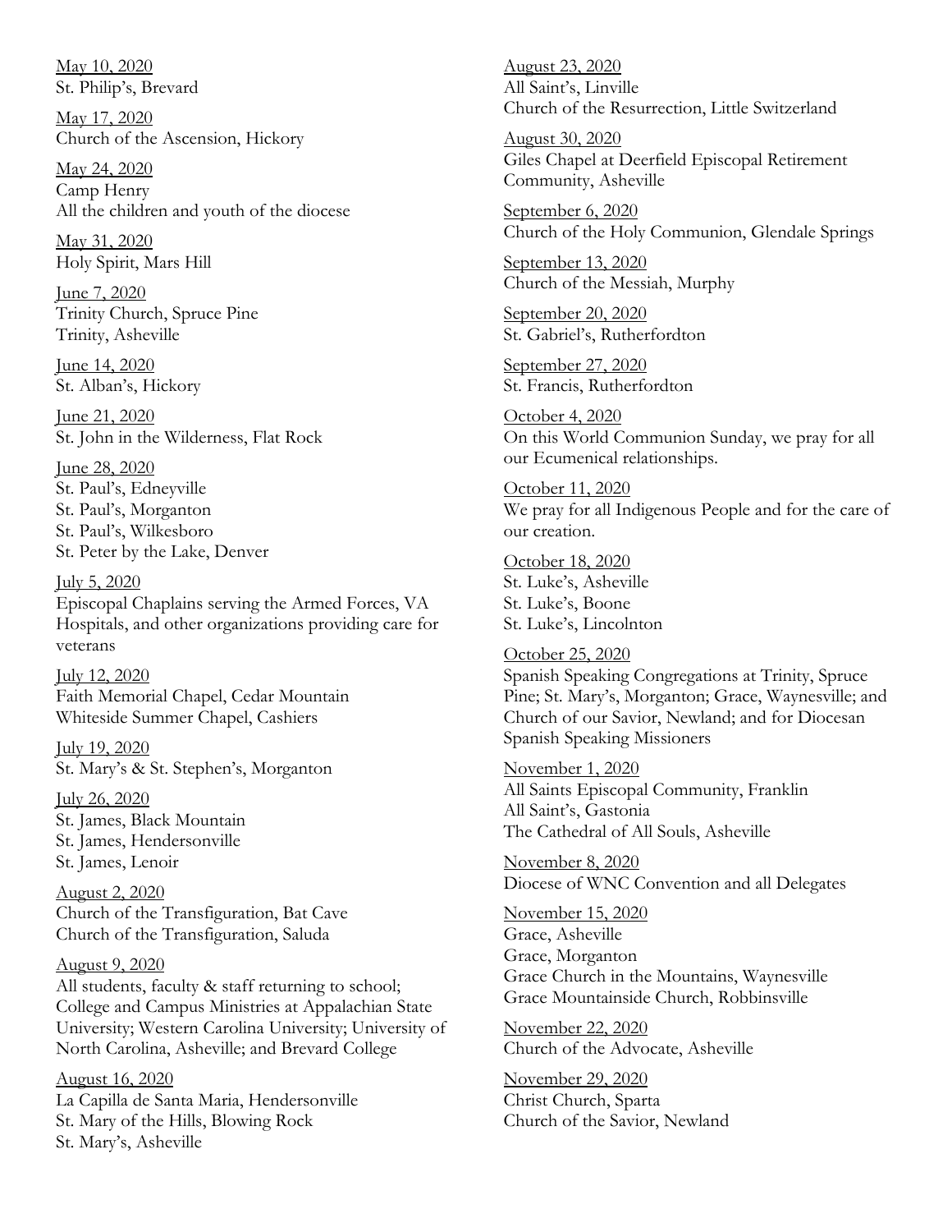May 10, 2020
St. Philip's, Brevard

May 17, 2020
Church of the Ascension, Hickory

May 24, 2020
Camp Henry
All the children and youth of the diocese

May 31, 2020
Holy Spirit, Mars Hill

June 7, 2020
Trinity Church, Spruce Pine
Trinity, Asheville

June 14, 2020
St. Alban's, Hickory

June 21, 2020
St. John in the Wilderness, Flat Rock

June 28, 2020
St. Paul's, Edneyville
St. Paul's, Morganton
St. Paul's, Wilkesboro
St. Peter by the Lake, Denver

July 5, 2020
Episcopal Chaplains serving the Armed Forces, VA Hospitals, and other organizations providing care for veterans

July 12, 2020
Faith Memorial Chapel, Cedar Mountain
Whiteside Summer Chapel, Cashiers

July 19, 2020
St. Mary's & St. Stephen's, Morganton

July 26, 2020
St. James, Black Mountain
St. James, Hendersonville
St. James, Lenoir

August 2, 2020
Church of the Transfiguration, Bat Cave
Church of the Transfiguration, Saluda

August 9, 2020
All students, faculty & staff returning to school; College and Campus Ministries at Appalachian State University; Western Carolina University; University of North Carolina, Asheville; and Brevard College

August 16, 2020
La Capilla de Santa Maria, Hendersonville
St. Mary of the Hills, Blowing Rock
St. Mary's, Asheville

August 23, 2020
All Saint's, Linville
Church of the Resurrection, Little Switzerland

August 30, 2020
Giles Chapel at Deerfield Episcopal Retirement Community, Asheville

September 6, 2020
Church of the Holy Communion, Glendale Springs

September 13, 2020
Church of the Messiah, Murphy

September 20, 2020
St. Gabriel's, Rutherfordton

September 27, 2020
St. Francis, Rutherfordton

October 4, 2020
On this World Communion Sunday, we pray for all our Ecumenical relationships.

October 11, 2020
We pray for all Indigenous People and for the care of our creation.

October 18, 2020
St. Luke's, Asheville
St. Luke's, Boone
St. Luke's, Lincolnton

October 25, 2020
Spanish Speaking Congregations at Trinity, Spruce Pine; St. Mary's, Morganton; Grace, Waynesville; and Church of our Savior, Newland; and for Diocesan Spanish Speaking Missioners

November 1, 2020
All Saints Episcopal Community, Franklin
All Saint's, Gastonia
The Cathedral of All Souls, Asheville

November 8, 2020
Diocese of WNC Convention and all Delegates

November 15, 2020
Grace, Asheville
Grace, Morganton
Grace Church in the Mountains, Waynesville
Grace Mountainside Church, Robbinsville

November 22, 2020
Church of the Advocate, Asheville

November 29, 2020
Christ Church, Sparta
Church of the Savior, Newland